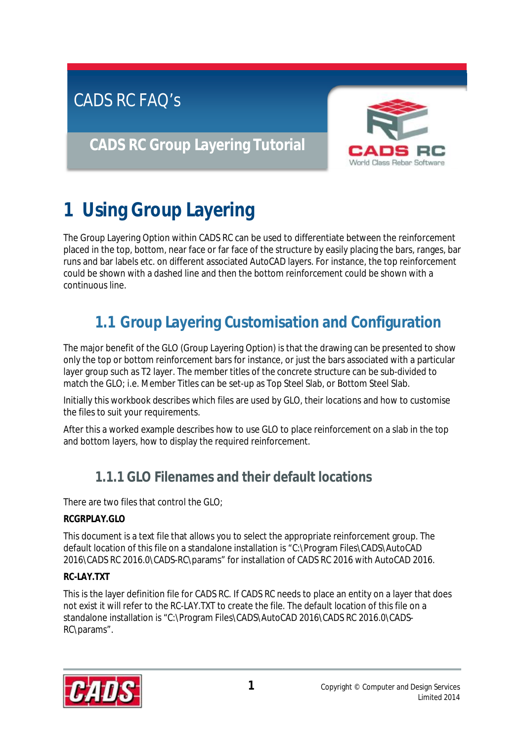CADS RC FAQ's

**CADS RC Group Layering Tutorial**

# 1 Using Group Layering

The Group Layering Option within CADS RC can be used to differentiate between the reinforcement placed in the top, bottom, near face or far face of the structure by easily placing the bars, ranges, bar runs and bar labels etc. on different associated AutoCAD layers. For instance, the top reinforcement could be shown with a dashed line and then the bottom reinforcement could be shown with a continuous line.

## 1.1 Group Layering Customisation and Configuration

The major benefit of the GLO (Group Layering Option) is that the drawing can be presented to show only the top or bottom reinforcement bars for instance, or just the bars associated with a particular layer group such as T2 layer. The member titles of the concrete structure can be sub-divided to match the GLO; i.e. Member Titles can be set-up as Top Steel Slab, or Bottom Steel Slab.

Initially this workbook describes which files are used by GLO, their locations and how to customise the files to suit your requirements.

After this a worked example describes how to use GLO to place reinforcement on a slab in the top and bottom layers, how to display the required reinforcement.

### 1.1.1 GLO Filenames and their default locations

There are two files that control the GLO;

**RCGRPLAY.GLO**

This document is a text file that allows you to select the appropriate reinforcement group. The default location of this file on a standalone installation is "C:\Program Files\CADS\AutoCAD 2016\CADS RC 2016.0\CADS-RC\params" for installation of CADS RC 2016 with AutoCAD 2016.

**RC-LAY.TXT**

This is the layer definition file for CADS RC. If CADS RC needs to place an entity on a layer that does not exist it will refer to the RC-LAY.TXT to create the file. The default location of this file on a standalone installation is "C:\Program Files\CADS\AutoCAD 2016\CADS RC 2016.0\CADS-RC\params".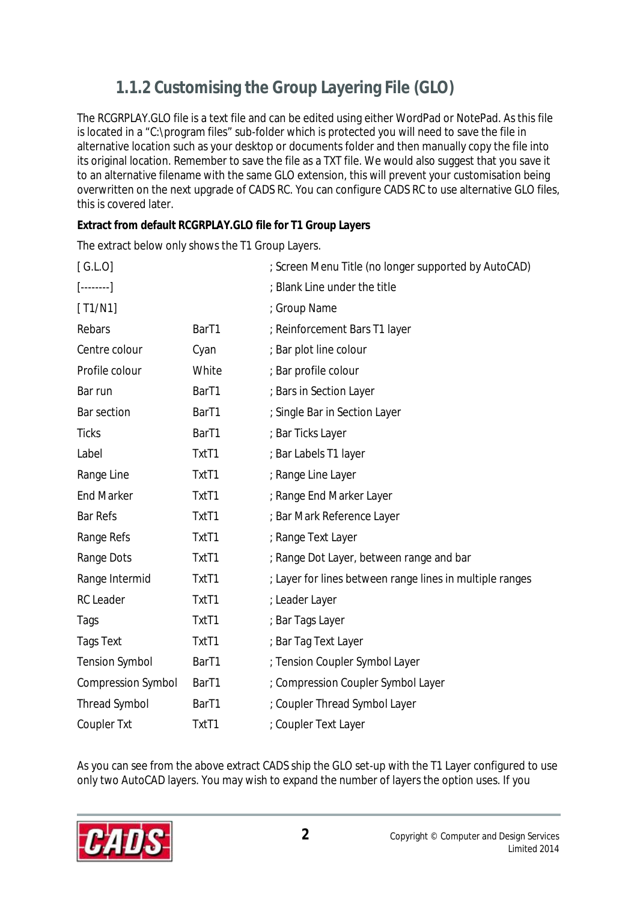## 1.1.2 Customising the Group Layering File (GLO)

The RCGRPLAY.GLO file is a text file and can be edited using either WordPad or NotePad. As this file is located in a "C:\program files" sub-folder which is protected you will need to save the file in alternative location such as your desktop or documents folder and then manually copy the file into its original location. Remember to save the file as a TXT file. We would also suggest that you save it to an alternative filename with the same GLO extension, this will prevent your customisation being overwritten on the next upgrade of CADS RC. You can configure CADS RC to use alternative GLO files, this is covered later.

**Extract from default RCGRPLAY.GLO file for T1 Group Layers**

The extract below only shows the T1 Group Layers.

| | | |
|---|---|---|
| [ G.L.O] | | ; Screen Menu Title (no longer supported by AutoCAD) |
| [--------] | | ; Blank Line under the title |
| [ T1/N1] | | ; Group Name |
| Rebars | BarT1 | ; Reinforcement Bars T1 layer |
| Centre colour | Cyan | ; Bar plot line colour |
| Profile colour | White | ; Bar profile colour |
| Bar run | BarT1 | ; Bars in Section Layer |
| Bar section | BarT1 | ; Single Bar in Section Layer |
| Ticks | BarT1 | ; Bar Ticks Layer |
| Label | TxtT1 | ; Bar Labels T1 layer |
| Range Line | TxtT1 | ; Range Line Layer |
| End Marker | TxtT1 | ; Range End Marker Layer |
| Bar Refs | TxtT1 | ; Bar Mark Reference Layer |
| Range Refs | TxtT1 | ; Range Text Layer |
| Range Dots | TxtT1 | ; Range Dot Layer, between range and bar |
| Range Intermid | TxtT1 | ; Layer for lines between range lines in multiple ranges |
| RC Leader | TxtT1 | ; Leader Layer |
| Tags | TxtT1 | ; Bar Tags Layer |
| Tags Text | TxtT1 | ; Bar Tag Text Layer |
| Tension Symbol | BarT1 | ; Tension Coupler Symbol Layer |
| Compression Symbol | BarT1 | ; Compression Coupler Symbol Layer |
| Thread Symbol | BarT1 | ; Coupler Thread Symbol Layer |
| Coupler Txt | TxtT1 | ; Coupler Text Layer |

As you can see from the above extract CADS ship the GLO set-up with the T1 Layer configured to use only two AutoCAD layers. You may wish to expand the number of layers the option uses. If you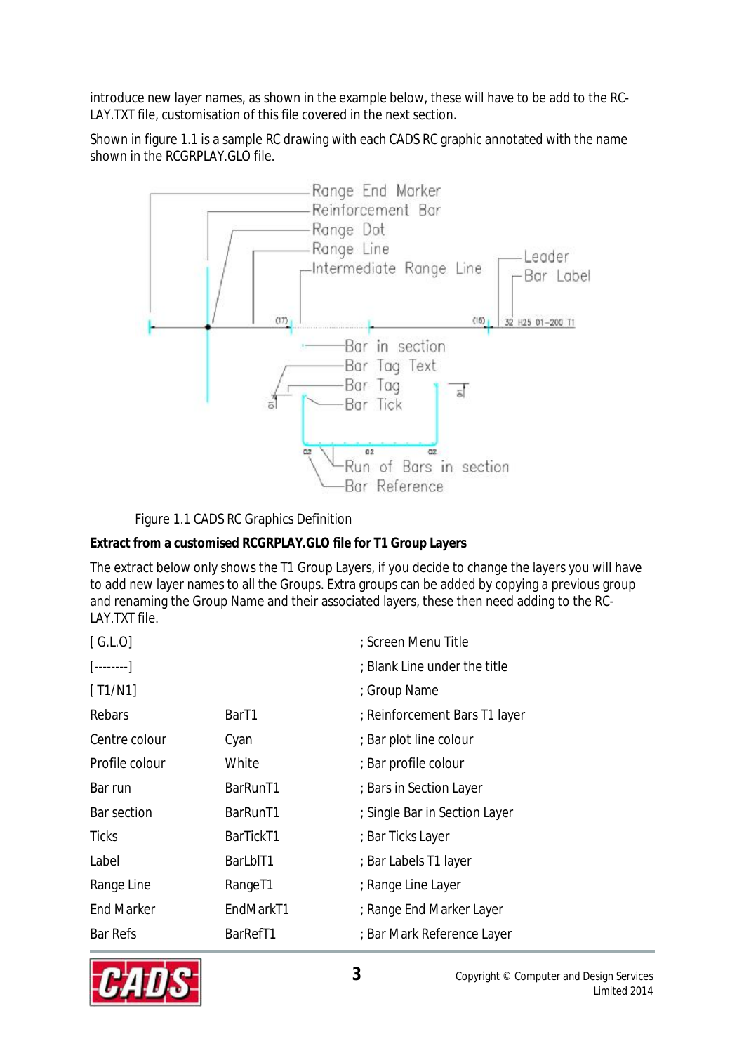introduce new layer names, as shown in the example below, these will have to be add to the RC-LAY.TXT file, customisation of this file covered in the next section.

Shown in figure 1.1 is a sample RC drawing with each CADS RC graphic annotated with the name shown in the RCGRPLAY.GLO file.

Figure 1.1 CADS RC Graphics Definition

**Extract from a customised RCGRPLAY.GLO file for T1 Group Layers**

The extract below only shows the T1 Group Layers, if you decide to change the layers you will have to add new layer names to all the Groups. Extra groups can be added by copying a previous group and renaming the Group Name and their associated layers, these then need adding to the RC-LAY.TXT file.

```
[G.L.O]                                 ; Screen Menu Title
[--------]                              ; Blank Line under the title
[T1/N1]                                 ; Group Name
Rebars            BarT1                 ; Reinforcement Bars T1 layer
Centre colour     Cyan                  ; Bar plot line colour
Profile colour    White                 ; Bar profile colour
Bar run           BarRunT1              ; Bars in Section Layer
Bar section       BarRunT1              ; Single Bar in Section Layer
Ticks             BarTickT1             ; Bar Ticks Layer
Label             BarLblT1              ; Bar Labels T1 layer
Range Line        RangeT1               ; Range Line Layer
End Marker        EndMarkT1             ; Range End Marker Layer
Bar Refs          BarRefT1              ; Bar Mark Reference Layer
```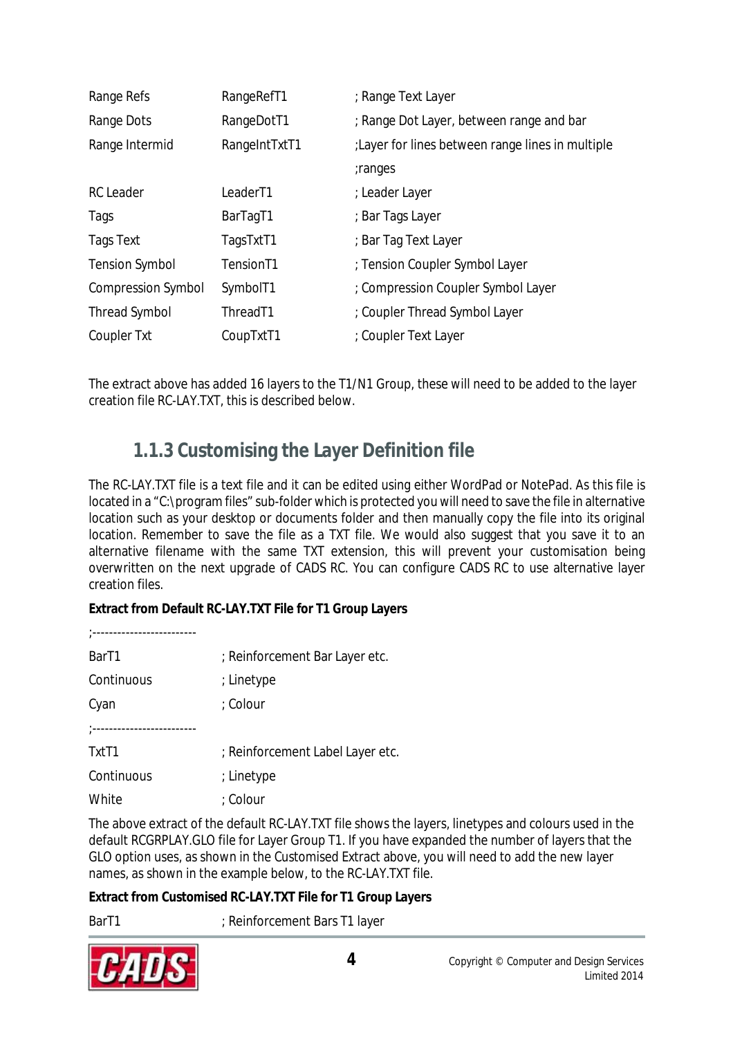| | | |
|---|---|---|
| Range Refs | RangeRefT1 | ; Range Text Layer |
| Range Dots | RangeDotT1 | ; Range Dot Layer, between range and bar |
| Range Intermid | RangeIntTxtT1 | ;Layer for lines between range lines in multiple ;ranges |
| RC Leader | LeaderT1 | ; Leader Layer |
| Tags | BarTagT1 | ; Bar Tags Layer |
| Tags Text | TagsTxtT1 | ; Bar Tag Text Layer |
| Tension Symbol | TensionT1 | ; Tension Coupler Symbol Layer |
| Compression Symbol | SymbolT1 | ; Compression Coupler Symbol Layer |
| Thread Symbol | ThreadT1 | ; Coupler Thread Symbol Layer |
| Coupler Txt | CoupTxtT1 | ; Coupler Text Layer |

The extract above has added 16 layers to the T1/N1 Group, these will need to be added to the layer creation file RC-LAY.TXT, this is described below.

### 1.1.3 Customising the Layer Definition file

The RC-LAY.TXT file is a text file and it can be edited using either WordPad or NotePad. As this file is located in a "C:\program files" sub-folder which is protected you will need to save the file in alternative location such as your desktop or documents folder and then manually copy the file into its original location. Remember to save the file as a TXT file. We would also suggest that you save it to an alternative filename with the same TXT extension, this will prevent your customisation being overwritten on the next upgrade of CADS RC. You can configure CADS RC to use alternative layer creation files.

**Extract from Default RC-LAY.TXT File for T1 Group Layers**

```
;-------------------------
BarT1           ; Reinforcement Bar Layer etc.
Continuous      ; Linetype
Cyan            ; Colour
;-------------------------
TxtT1           ; Reinforcement Label Layer etc.
Continuous      ; Linetype
White           ; Colour
```

The above extract of the default RC-LAY.TXT file shows the layers, linetypes and colours used in the default RCGRPLAY.GLO file for Layer Group T1. If you have expanded the number of layers that the GLO option uses, as shown in the Customised Extract above, you will need to add the new layer names, as shown in the example below, to the RC-LAY.TXT file.

**Extract from Customised RC-LAY.TXT File for T1 Group Layers**

```
BarT1           ; Reinforcement Bars T1 layer
```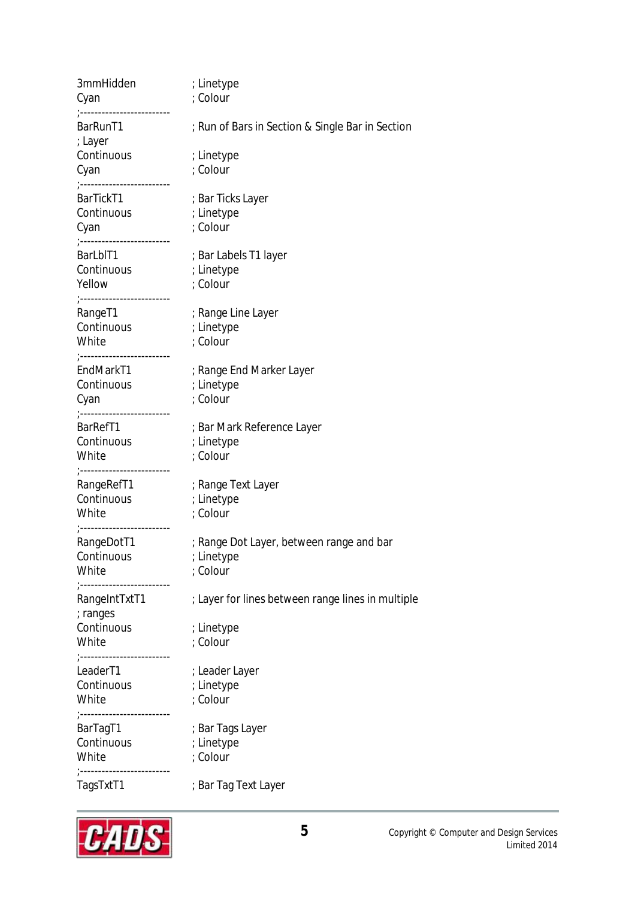```
3mmHidden        ; Linetype
Cyan             ; Colour
;-------------------------
BarRunT1         ; Run of Bars in Section & Single Bar in Section
; Layer
Continuous       ; Linetype
Cyan             ; Colour
;-------------------------
BarTickT1        ; Bar Ticks Layer
Continuous       ; Linetype
Cyan             ; Colour
;-------------------------
BarLblT1         ; Bar Labels T1 layer
Continuous       ; Linetype
Yellow           ; Colour
;-------------------------
RangeT1          ; Range Line Layer
Continuous       ; Linetype
White            ; Colour
;-------------------------
EndMarkT1        ; Range End Marker Layer
Continuous       ; Linetype
Cyan             ; Colour
;-------------------------
BarRefT1         ; Bar Mark Reference Layer
Continuous       ; Linetype
White            ; Colour
;-------------------------
RangeRefT1       ; Range Text Layer
Continuous       ; Linetype
White            ; Colour
;-------------------------
RangeDotT1       ; Range Dot Layer, between range and bar
Continuous       ; Linetype
White            ; Colour
;-------------------------
RangeIntTxtT1    ; Layer for lines between range lines in multiple
; ranges
Continuous       ; Linetype
White            ; Colour
;-------------------------
LeaderT1         ; Leader Layer
Continuous       ; Linetype
White            ; Colour
;-------------------------
BarTagT1         ; Bar Tags Layer
Continuous       ; Linetype
White            ; Colour
;-------------------------
TagsTxtT1        ; Bar Tag Text Layer
```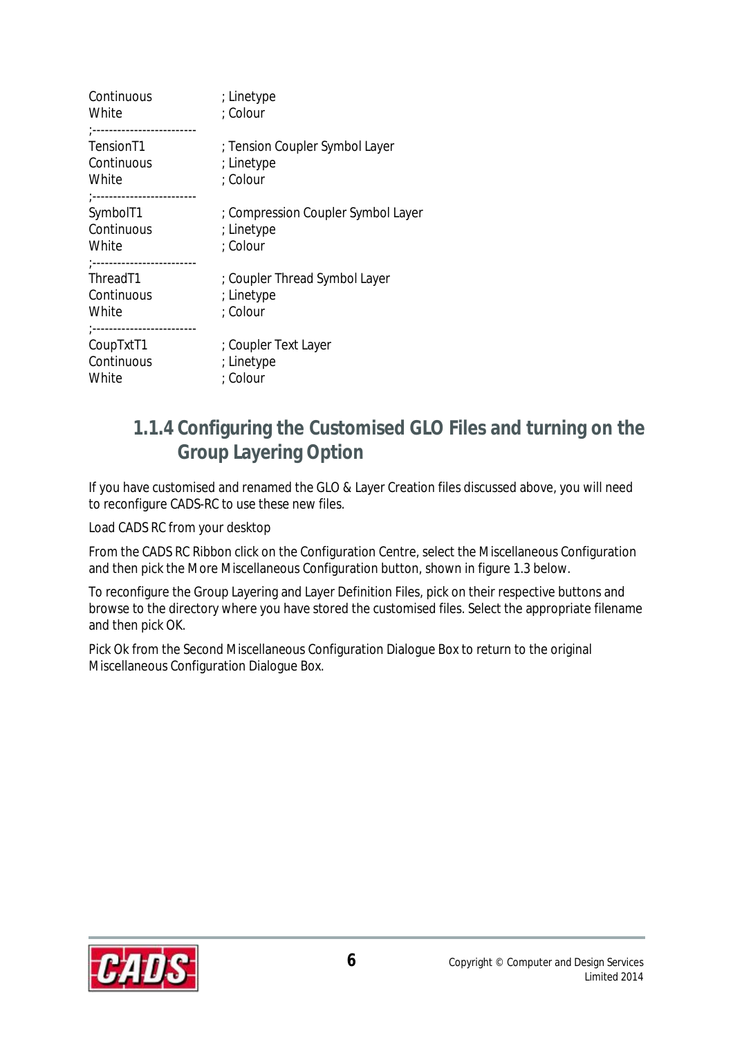```
Continuous          ; Linetype
White               ; Colour
;------------------------
TensionT1           ; Tension Coupler Symbol Layer
Continuous          ; Linetype
White               ; Colour
;------------------------
SymbolT1            ; Compression Coupler Symbol Layer
Continuous          ; Linetype
White               ; Colour
;------------------------
ThreadT1            ; Coupler Thread Symbol Layer
Continuous          ; Linetype
White               ; Colour
;------------------------
CoupTxtT1           ; Coupler Text Layer
Continuous          ; Linetype
White               ; Colour
```

### 1.1.4 Configuring the Customised GLO Files and turning on the Group Layering Option

If you have customised and renamed the GLO & Layer Creation files discussed above, you will need to reconfigure CADS-RC to use these new files.

Load CADS RC from your desktop

From the CADS RC Ribbon click on the Configuration Centre, select the Miscellaneous Configuration and then pick the More Miscellaneous Configuration button, shown in figure 1.3 below.

To reconfigure the Group Layering and Layer Definition Files, pick on their respective buttons and browse to the directory where you have stored the customised files. Select the appropriate filename and then pick OK.

Pick Ok from the Second Miscellaneous Configuration Dialogue Box to return to the original Miscellaneous Configuration Dialogue Box.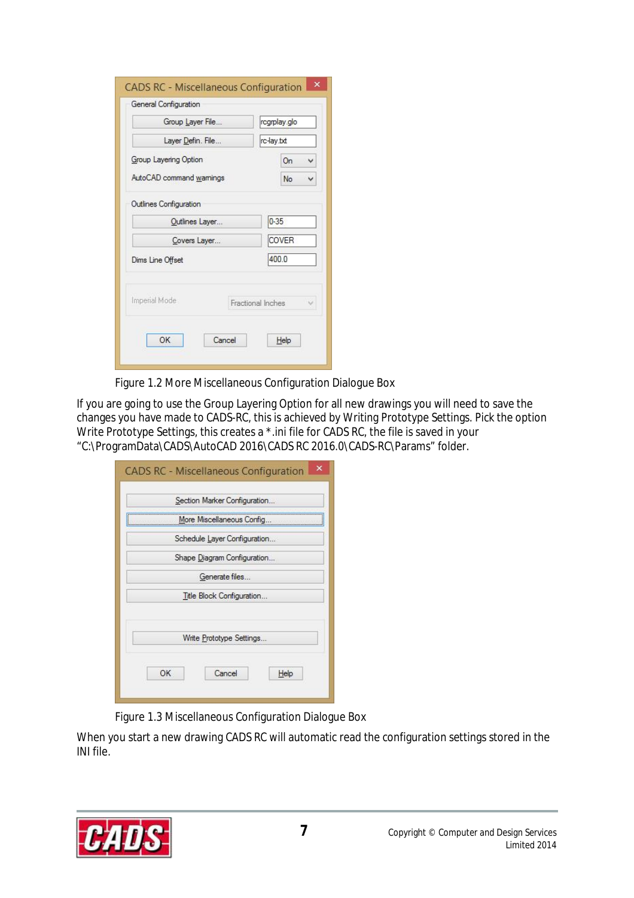Figure 1.2 More Miscellaneous Configuration Dialogue Box

If you are going to use the Group Layering Option for all new drawings you will need to save the changes you have made to CADS-RC, this is achieved by Writing Prototype Settings. Pick the option Write Prototype Settings, this creates a *.ini file for CADS RC, the file is saved in your "C:\ProgramData\CADS\AutoCAD 2016\CADS RC 2016.0\CADS-RC\Params" folder.

Figure 1.3 Miscellaneous Configuration Dialogue Box

When you start a new drawing CADS RC will automatic read the configuration settings stored in the INI file.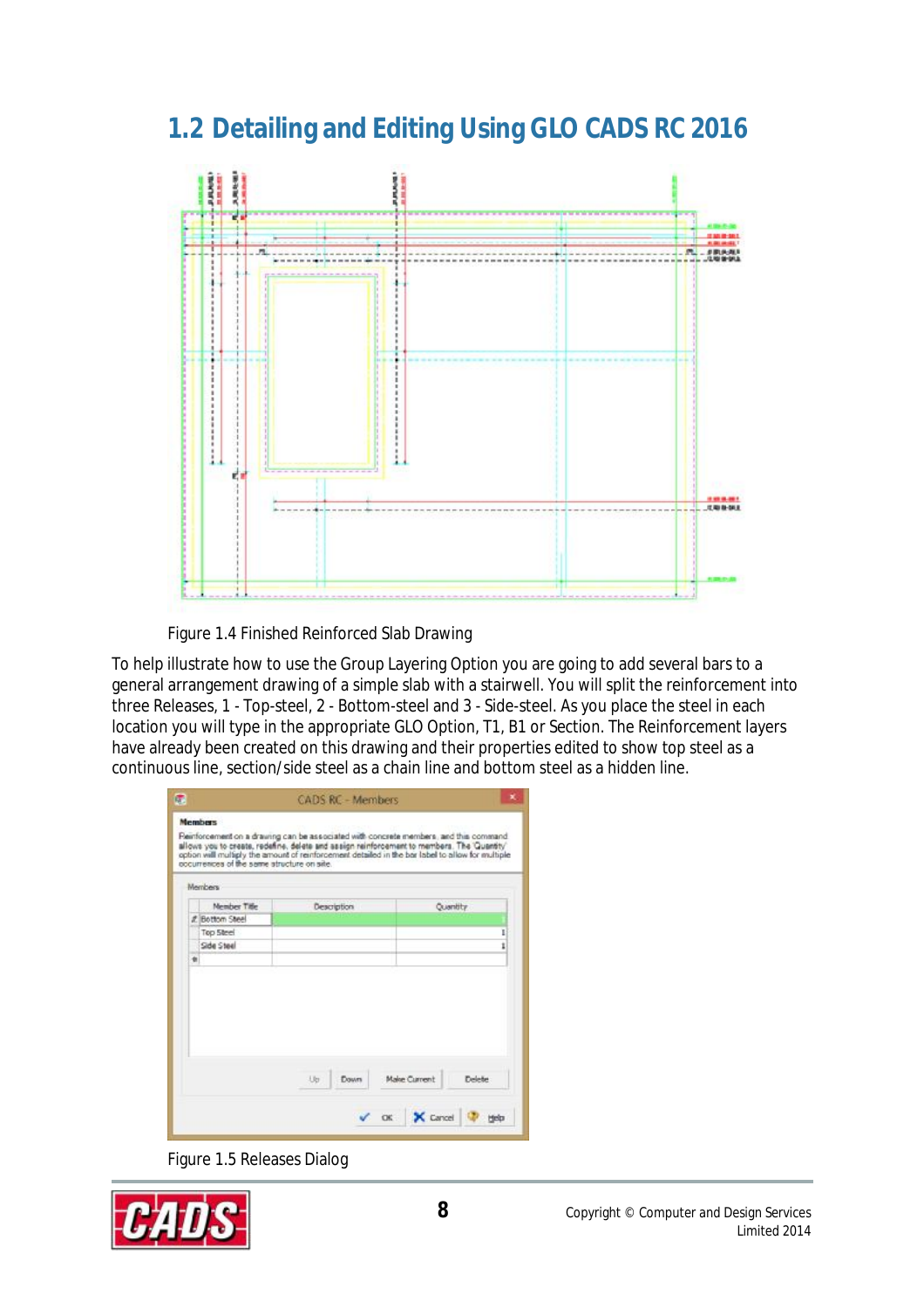## 1.2 Detailing and Editing Using GLO CADS RC 2016

Figure 1.4 Finished Reinforced Slab Drawing

To help illustrate how to use the Group Layering Option you are going to add several bars to a general arrangement drawing of a simple slab with a stairwell. You will split the reinforcement into three Releases, 1 - Top-steel, 2 - Bottom-steel and 3 - Side-steel. As you place the steel in each location you will type in the appropriate GLO Option, T1, B1 or Section. The Reinforcement layers have already been created on this drawing and their properties edited to show top steel as a continuous line, section/side steel as a chain line and bottom steel as a hidden line.

Figure 1.5 Releases Dialog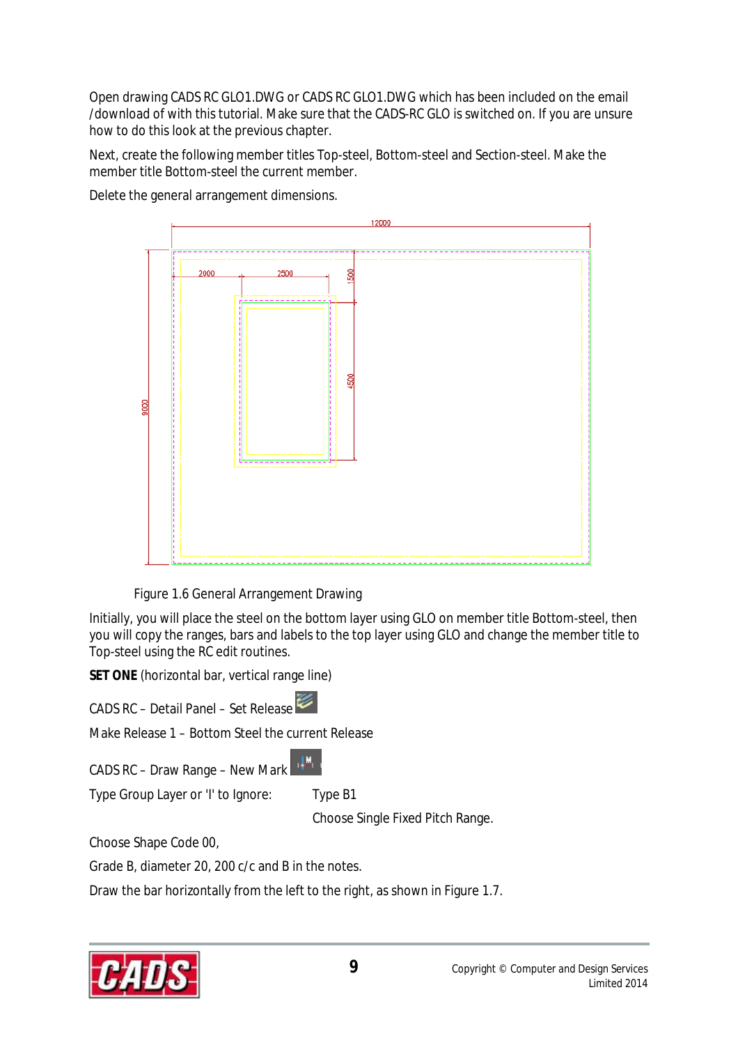Open drawing CADS RC GLO1.DWG or CADS RC GLO1.DWG which has been included on the email /download of with this tutorial. Make sure that the CADS-RC GLO is switched on. If you are unsure how to do this look at the previous chapter.

Next, create the following member titles Top-steel, Bottom-steel and Section-steel. Make the member title Bottom-steel the current member.

Delete the general arrangement dimensions.

Figure 1.6 General Arrangement Drawing

Initially, you will place the steel on the bottom layer using GLO on member title Bottom-steel, then you will copy the ranges, bars and labels to the top layer using GLO and change the member title to Top-steel using the RC edit routines.

**SET ONE** (horizontal bar, vertical range line)

CADS RC – Detail Panel – Set Release

Make Release 1 – Bottom Steel the current Release

CADS RC – Draw Range – New Mark

Type Group Layer or 'I' to Ignore: Type B1

Choose Single Fixed Pitch Range.

Choose Shape Code 00,

Grade B, diameter 20, 200 c/c and B in the notes.

Draw the bar horizontally from the left to the right, as shown in Figure 1.7.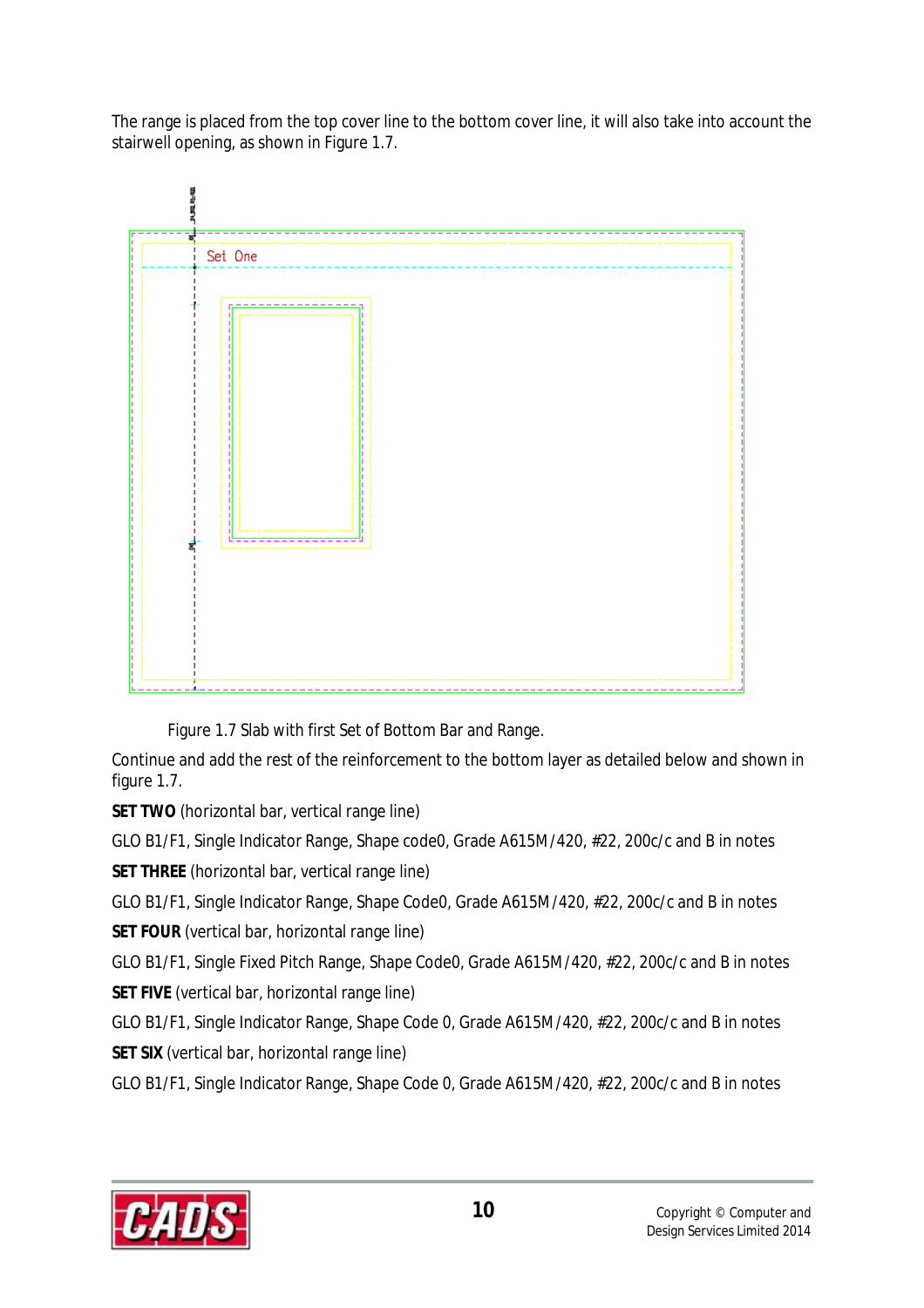The range is placed from the top cover line to the bottom cover line, it will also take into account the stairwell opening, as shown in Figure 1.7.

Figure 1.7 Slab with first Set of Bottom Bar and Range.

Continue and add the rest of the reinforcement to the bottom layer as detailed below and shown in figure 1.7.

**SET TWO** (horizontal bar, vertical range line)

GLO B1/F1, Single Indicator Range, Shape code0, Grade A615M/420, #22, 200c/c and B in notes

**SET THREE** (horizontal bar, vertical range line)

GLO B1/F1, Single Indicator Range, Shape Code0, Grade A615M/420, #22, 200c/c and B in notes

**SET FOUR** (vertical bar, horizontal range line)

GLO B1/F1, Single Fixed Pitch Range, Shape Code0, Grade A615M/420, #22, 200c/c and B in notes

**SET FIVE** (vertical bar, horizontal range line)

GLO B1/F1, Single Indicator Range, Shape Code 0, Grade A615M/420, #22, 200c/c and B in notes

**SET SIX** (vertical bar, horizontal range line)

GLO B1/F1, Single Indicator Range, Shape Code 0, Grade A615M/420, #22, 200c/c and B in notes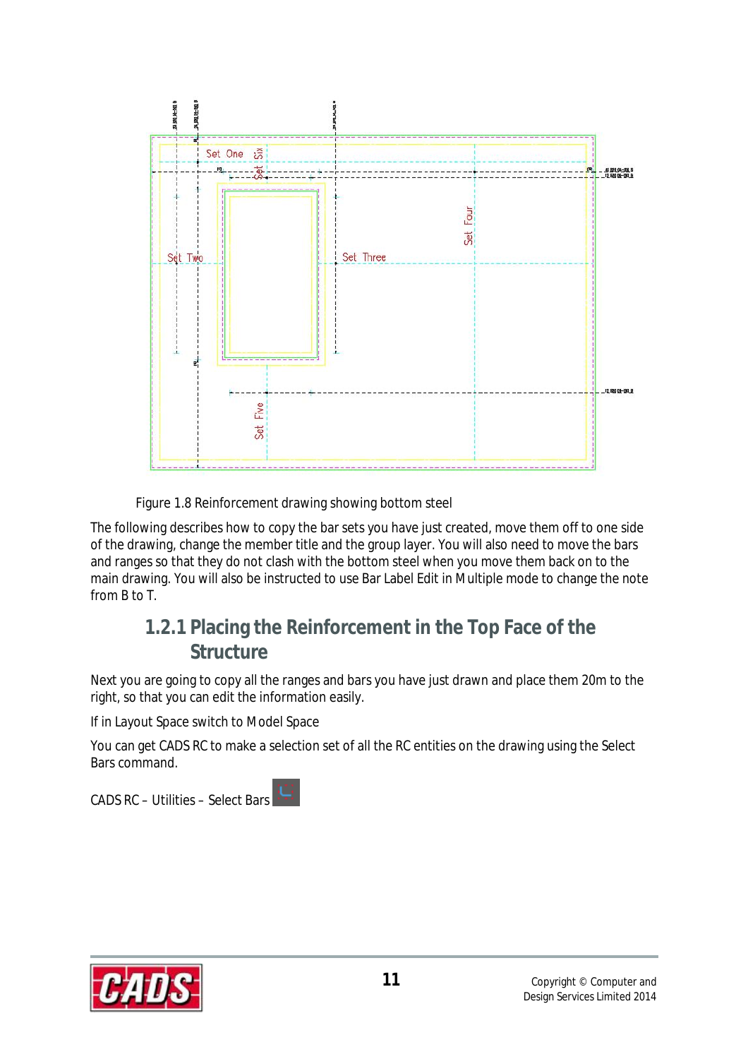Figure 1.8 Reinforcement drawing showing bottom steel

The following describes how to copy the bar sets you have just created, move them off to one side of the drawing, change the member title and the group layer. You will also need to move the bars and ranges so that they do not clash with the bottom steel when you move them back on to the main drawing. You will also be instructed to use Bar Label Edit in Multiple mode to change the note from B to T.

### 1.2.1 Placing the Reinforcement in the Top Face of the Structure

Next you are going to copy all the ranges and bars you have just drawn and place them 20m to the right, so that you can edit the information easily.

If in Layout Space switch to Model Space

You can get CADS RC to make a selection set of all the RC entities on the drawing using the Select Bars command.

CADS RC – Utilities – Select Bars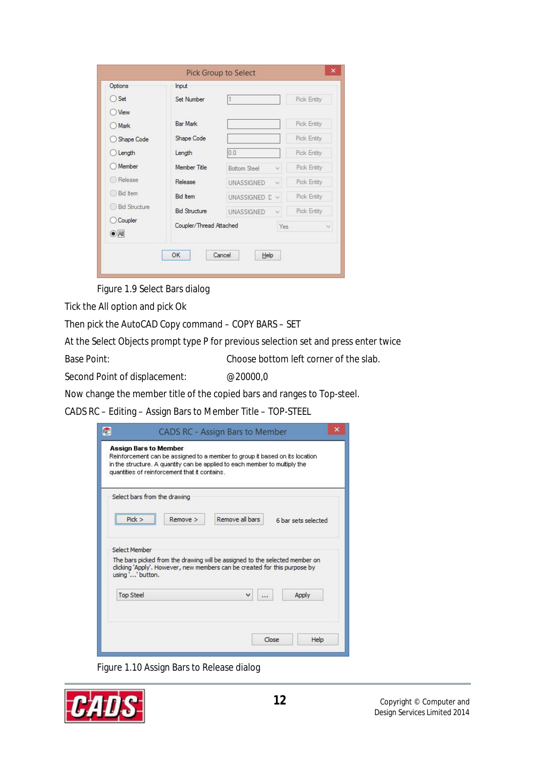Figure 1.9 Select Bars dialog

Tick the All option and pick Ok

Then pick the AutoCAD Copy command – COPY BARS – SET

At the Select Objects prompt type P for previous selection set and press enter twice

Base Point: Choose bottom left corner of the slab.

Second Point of displacement: @20000,0

Now change the member title of the copied bars and ranges to Top-steel.

CADS RC – Editing – Assign Bars to Member Title – TOP-STEEL

Figure 1.10 Assign Bars to Release dialog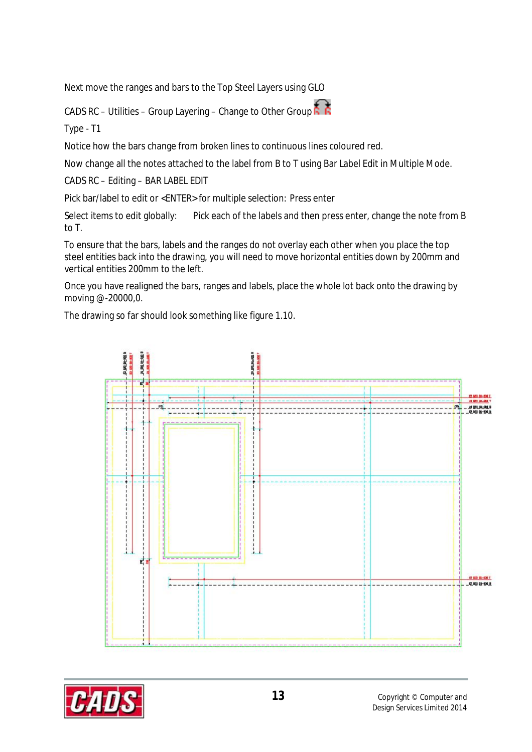Next move the ranges and bars to the Top Steel Layers using GLO

CADS RC – Utilities – Group Layering – Change to Other Group

Type - T1

Notice how the bars change from broken lines to continuous lines coloured red.

Now change all the notes attached to the label from B to T using Bar Label Edit in Multiple Mode.

CADS RC – Editing – BAR LABEL EDIT

Pick bar/label to edit or <ENTER> for multiple selection: Press enter

Select items to edit globally: Pick each of the labels and then press enter, change the note from B to T.

To ensure that the bars, labels and the ranges do not overlay each other when you place the top steel entities back into the drawing, you will need to move horizontal entities down by 200mm and vertical entities 200mm to the left.

Once you have realigned the bars, ranges and labels, place the whole lot back onto the drawing by moving @-20000,0.

The drawing so far should look something like figure 1.10.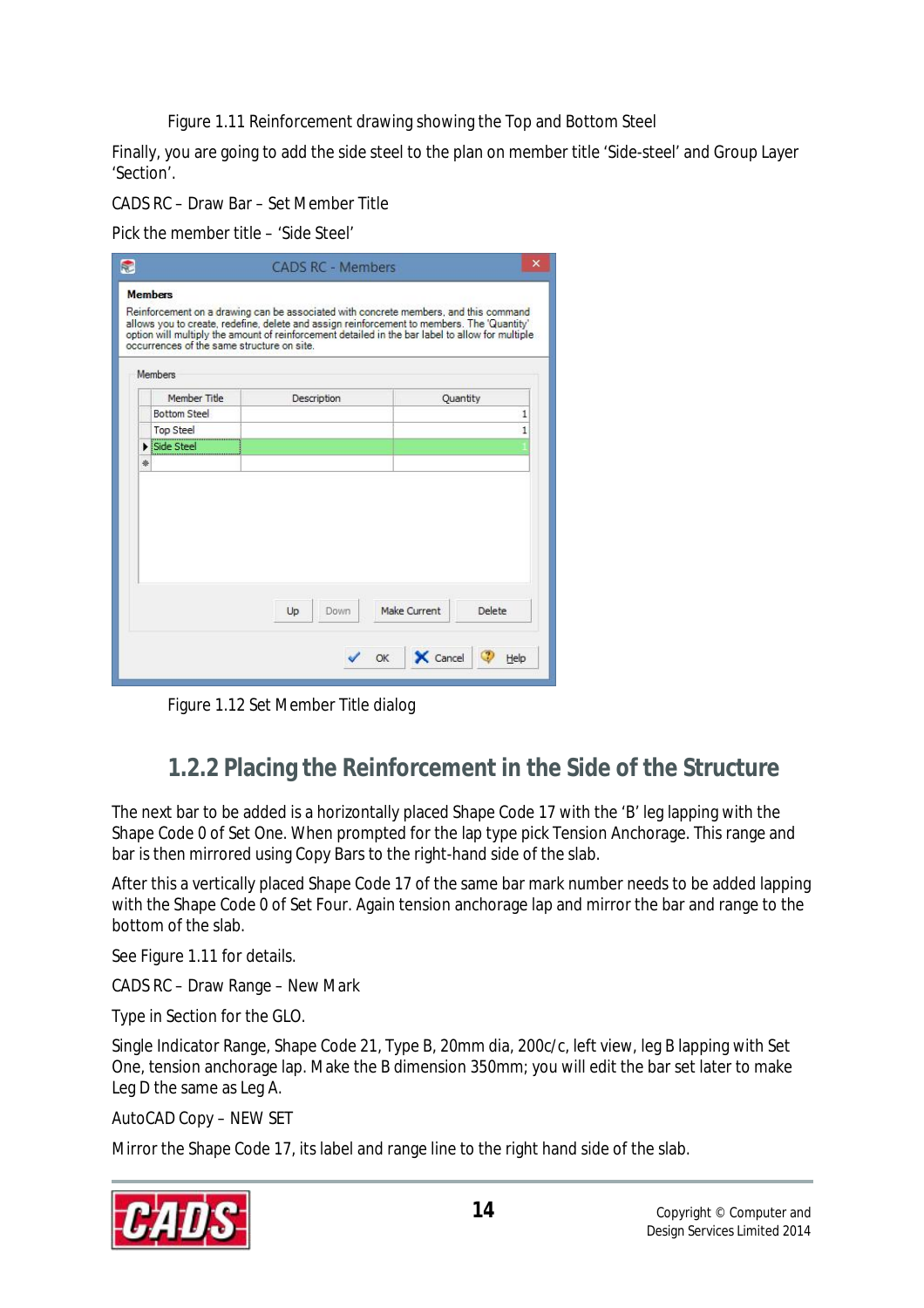Figure 1.11 Reinforcement drawing showing the Top and Bottom Steel

Finally, you are going to add the side steel to the plan on member title 'Side-steel' and Group Layer 'Section'.

CADS RC – Draw Bar – Set Member Title

Pick the member title – 'Side Steel'

Figure 1.12 Set Member Title dialog

## 1.2.2 Placing the Reinforcement in the Side of the Structure

The next bar to be added is a horizontally placed Shape Code 17 with the 'B' leg lapping with the Shape Code 0 of Set One. When prompted for the lap type pick Tension Anchorage. This range and bar is then mirrored using Copy Bars to the right-hand side of the slab.

After this a vertically placed Shape Code 17 of the same bar mark number needs to be added lapping with the Shape Code 0 of Set Four. Again tension anchorage lap and mirror the bar and range to the bottom of the slab.

See Figure 1.11 for details.

CADS RC – Draw Range – New Mark

Type in Section for the GLO.

Single Indicator Range, Shape Code 21, Type B, 20mm dia, 200c/c, left view, leg B lapping with Set One, tension anchorage lap. Make the B dimension 350mm; you will edit the bar set later to make Leg D the same as Leg A.

AutoCAD Copy – NEW SET

Mirror the Shape Code 17, its label and range line to the right hand side of the slab.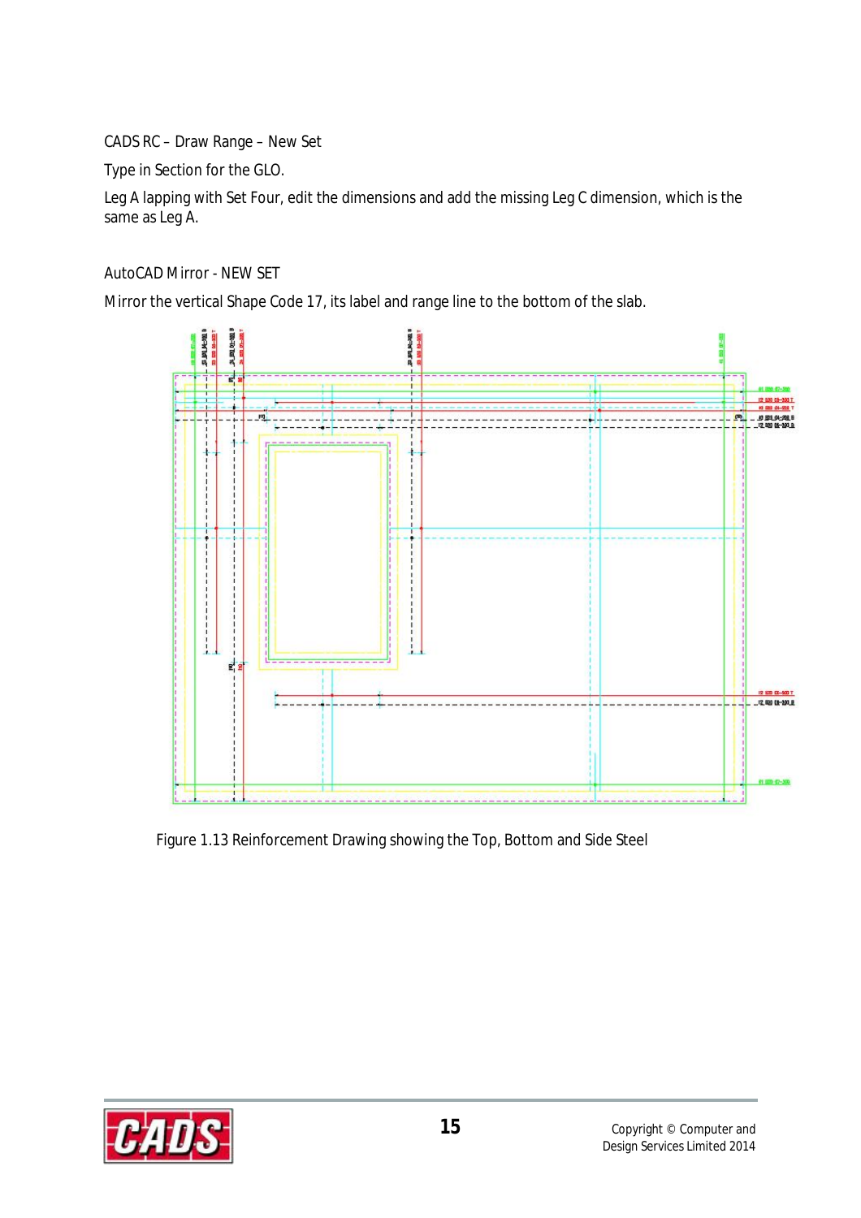CADS RC – Draw Range – New Set

Type in Section for the GLO.

Leg A lapping with Set Four, edit the dimensions and add the missing Leg C dimension, which is the same as Leg A.

AutoCAD Mirror - NEW SET

Mirror the vertical Shape Code 17, its label and range line to the bottom of the slab.

Figure 1.13 Reinforcement Drawing showing the Top, Bottom and Side Steel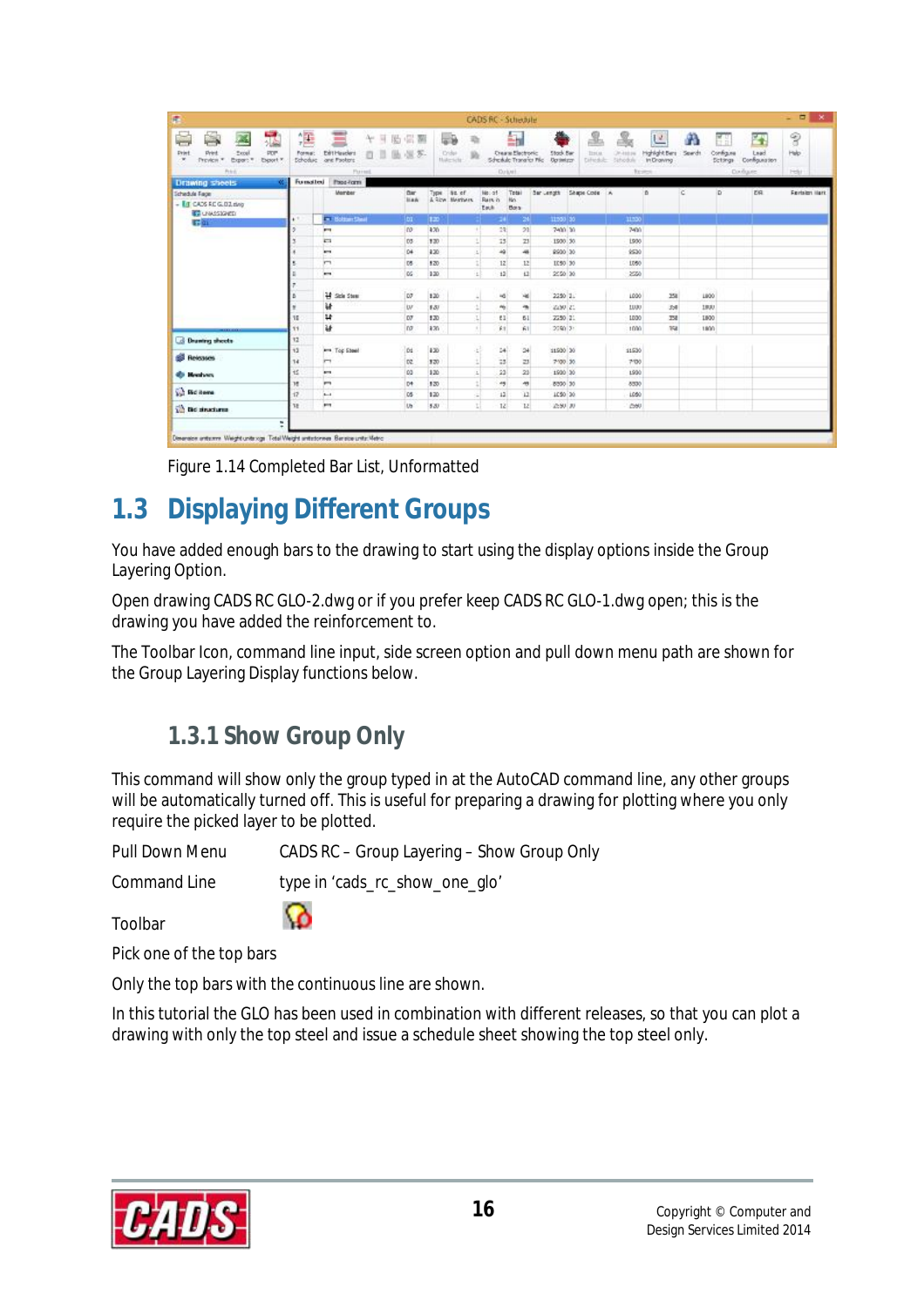Figure 1.14 Completed Bar List, Unformatted

## 1.3 Displaying Different Groups

You have added enough bars to the drawing to start using the display options inside the Group Layering Option.

Open drawing CADS RC GLO-2.dwg or if you prefer keep CADS RC GLO-1.dwg open; this is the drawing you have added the reinforcement to.

The Toolbar Icon, command line input, side screen option and pull down menu path are shown for the Group Layering Display functions below.

### 1.3.1 Show Group Only

This command will show only the group typed in at the AutoCAD command line, any other groups will be automatically turned off. This is useful for preparing a drawing for plotting where you only require the picked layer to be plotted.

Pull Down Menu CADS RC – Group Layering – Show Group Only

Command Line type in 'cads_rc_show_one_glo'

Toolbar

Pick one of the top bars

Only the top bars with the continuous line are shown.

In this tutorial the GLO has been used in combination with different releases, so that you can plot a drawing with only the top steel and issue a schedule sheet showing the top steel only.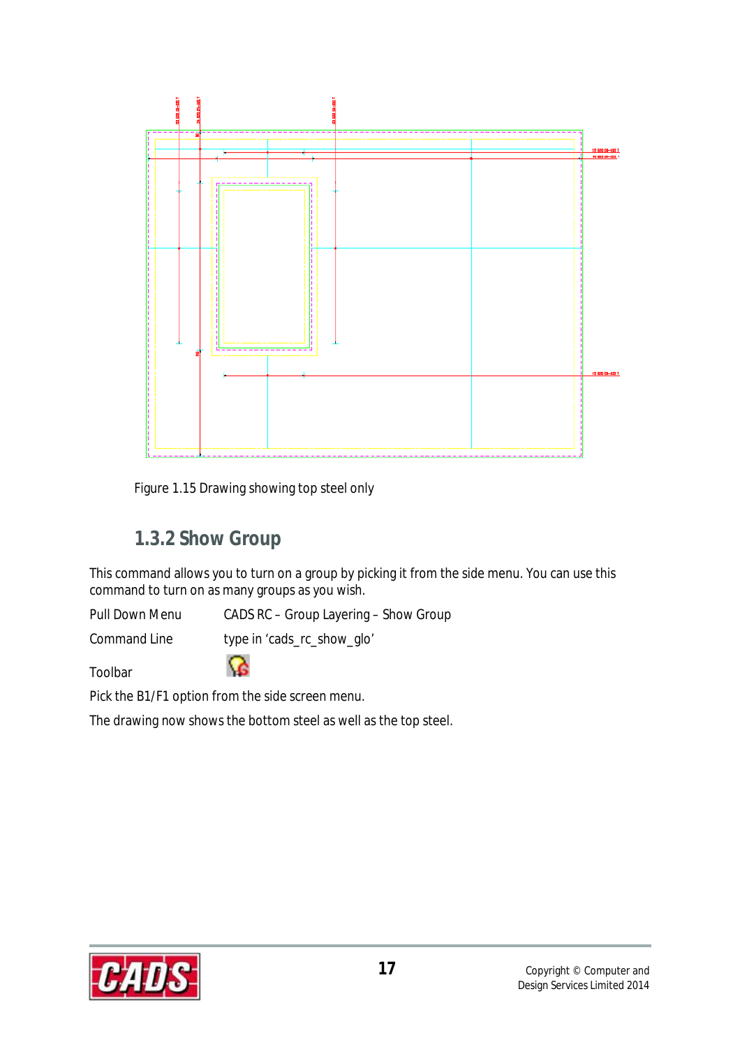Figure 1.15 Drawing showing top steel only

### 1.3.2 Show Group

This command allows you to turn on a group by picking it from the side menu. You can use this command to turn on as many groups as you wish.

Pull Down Menu CADS RC – Group Layering – Show Group

Command Line type in 'cads_rc_show_glo'

Toolbar

Pick the B1/F1 option from the side screen menu.

The drawing now shows the bottom steel as well as the top steel.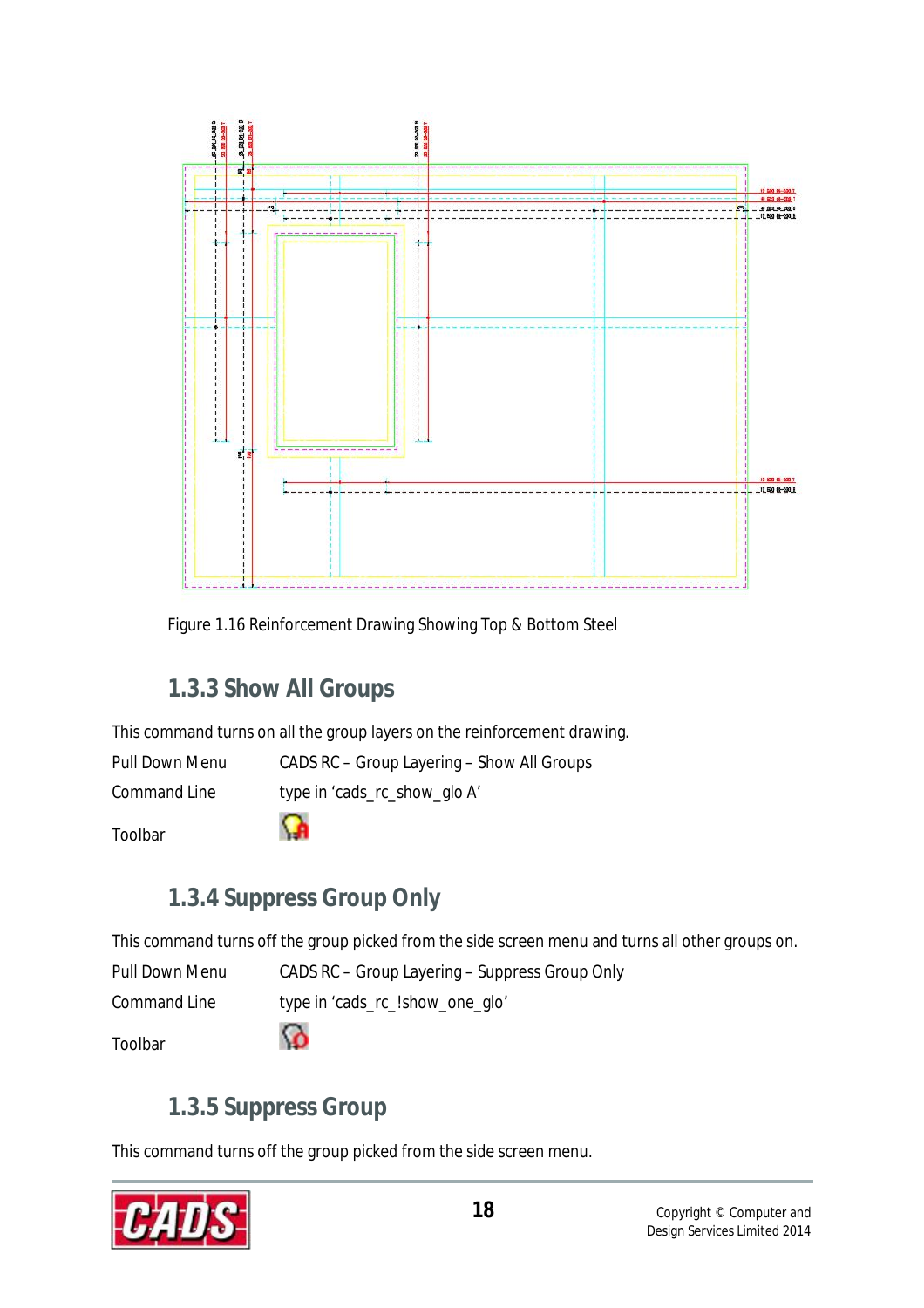Figure 1.16 Reinforcement Drawing Showing Top & Bottom Steel

### 1.3.3 Show All Groups

This command turns on all the group layers on the reinforcement drawing.

Pull Down Menu CADS RC – Group Layering – Show All Groups

Command Line type in 'cads_rc_show_glo A'

Toolbar

### 1.3.4 Suppress Group Only

This command turns off the group picked from the side screen menu and turns all other groups on.

Pull Down Menu CADS RC – Group Layering – Suppress Group Only

Command Line type in 'cads_rc_!show_one_glo'

Toolbar

### 1.3.5 Suppress Group

This command turns off the group picked from the side screen menu.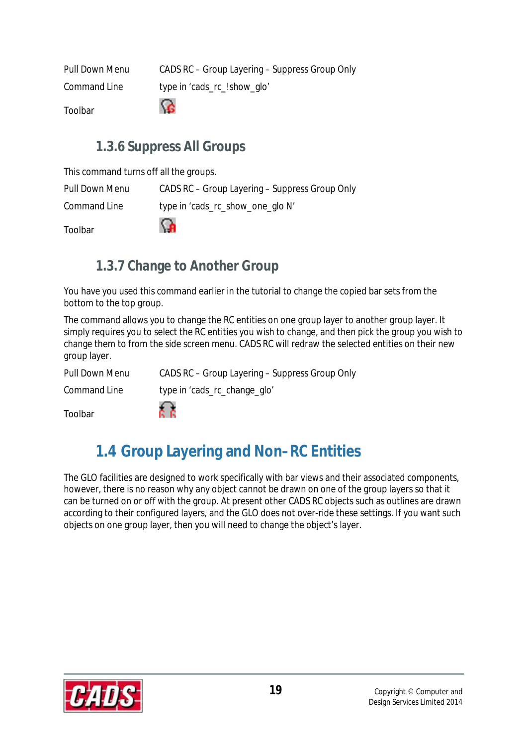Pull Down Menu CADS RC – Group Layering – Suppress Group Only

Command Line type in 'cads_rc_!show_glo'

Toolbar

### 1.3.6 Suppress All Groups

This command turns off all the groups.

Pull Down Menu CADS RC – Group Layering – Suppress Group Only

Command Line type in 'cads_rc_show_one_glo N'

Toolbar

### 1.3.7 Change to Another Group

You have you used this command earlier in the tutorial to change the copied bar sets from the bottom to the top group.

The command allows you to change the RC entities on one group layer to another group layer. It simply requires you to select the RC entities you wish to change, and then pick the group you wish to change them to from the side screen menu. CADS RC will redraw the selected entities on their new group layer.

Pull Down Menu CADS RC – Group Layering – Suppress Group Only

Command Line type in 'cads_rc_change_glo'

Toolbar

## 1.4 Group Layering and Non–RC Entities

The GLO facilities are designed to work specifically with bar views and their associated components, however, there is no reason why any object cannot be drawn on one of the group layers so that it can be turned on or off with the group. At present other CADS RC objects such as outlines are drawn according to their configured layers, and the GLO does not over-ride these settings. If you want such objects on one group layer, then you will need to change the object's layer.